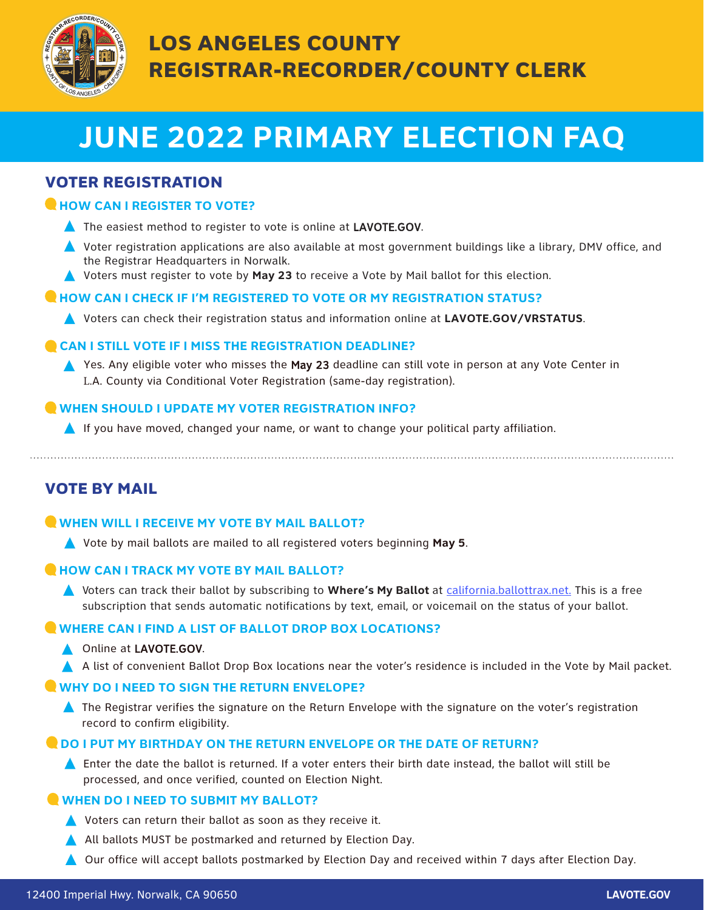# LOS ANGELES COUNTY REGISTRAR-RECORDER/COUNTY CLERK

# JUNE 2022 PRIMARY ELECTION FAQ

## VOTER REGISTRATION

### HOW CAN I REGISTER TO VOTE?

- The easiest method to register to vote is online at **LAVOTE.GOV**.
- Voter registration applications are also available at most government buildings like a library, DMV office, and the Registrar Headquarters in Norwalk.
- Voters must register to vote by **May 23** to receive a Vote by Mail ballot for this election.

### HOW CAN I CHECK IF I'M REGISTERED TO VOTE OR MY REGISTRATION STATUS?

- Voters can check their registration status and information online at **LAVOTE.GOV/VRSTATUS**.

### CAN I STILL VOTE IF I MISS THE REGISTRATION DEADLINE?

- Yes. Any eligible voter who misses the **May 23** deadline can still vote in person at any Vote Center in L.A. County via Conditional Voter Registration (same-day registration).

### WHEN SHOULD I UPDATE MY VOTER REGISTRATION INFO?

- If you have moved, changed your name, or want to change your political party affiliation.

## VOTE BY MAIL

### WHEN WILL I RECEIVE MY VOTE BY MAIL BALLOT?

- Vote by mail ballots are mailed to all registered voters beginning **May 5**.

### HOW CAN I TRACK MY VOTE BY MAIL BALLOT?

- Voters can track their ballot by subscribing to **Where's My Ballot** at california.ballottrax.net. This is a free subscription that sends automatic notifications by text, email, or voicemail on the status of your ballot.

### WHERE CAN I FIND A LIST OF BALLOT DROP BOX LOCATIONS?

- Online at **LAVOTE.GOV**.
- A list of convenient Ballot Drop Box locations near the voter's residence is included in the Vote by Mail packet.

### WHY DO I NEED TO SIGN THE RETURN ENVELOPE?

- The Registrar verifies the signature on the Return Envelope with the signature on the voter's registration record to confirm eligibility.

### DO I PUT MY BIRTHDAY ON THE RETURN ENVELOPE OR THE DATE OF RETURN?

- Enter the date the ballot is returned. If a voter enters their birth date instead, the ballot will still be processed, and once verified, counted on Election Night.

### WHEN DO I NEED TO SUBMIT MY BALLOT?

- Voters can return their ballot as soon as they receive it.
- All ballots MUST be postmarked and returned by Election Day.
- Our office will accept ballots postmarked by Election Day and received within 7 days after Election Day.

12400 Imperial Hwy. Norwalk, CA 90650 | **LAVOTE.GOV**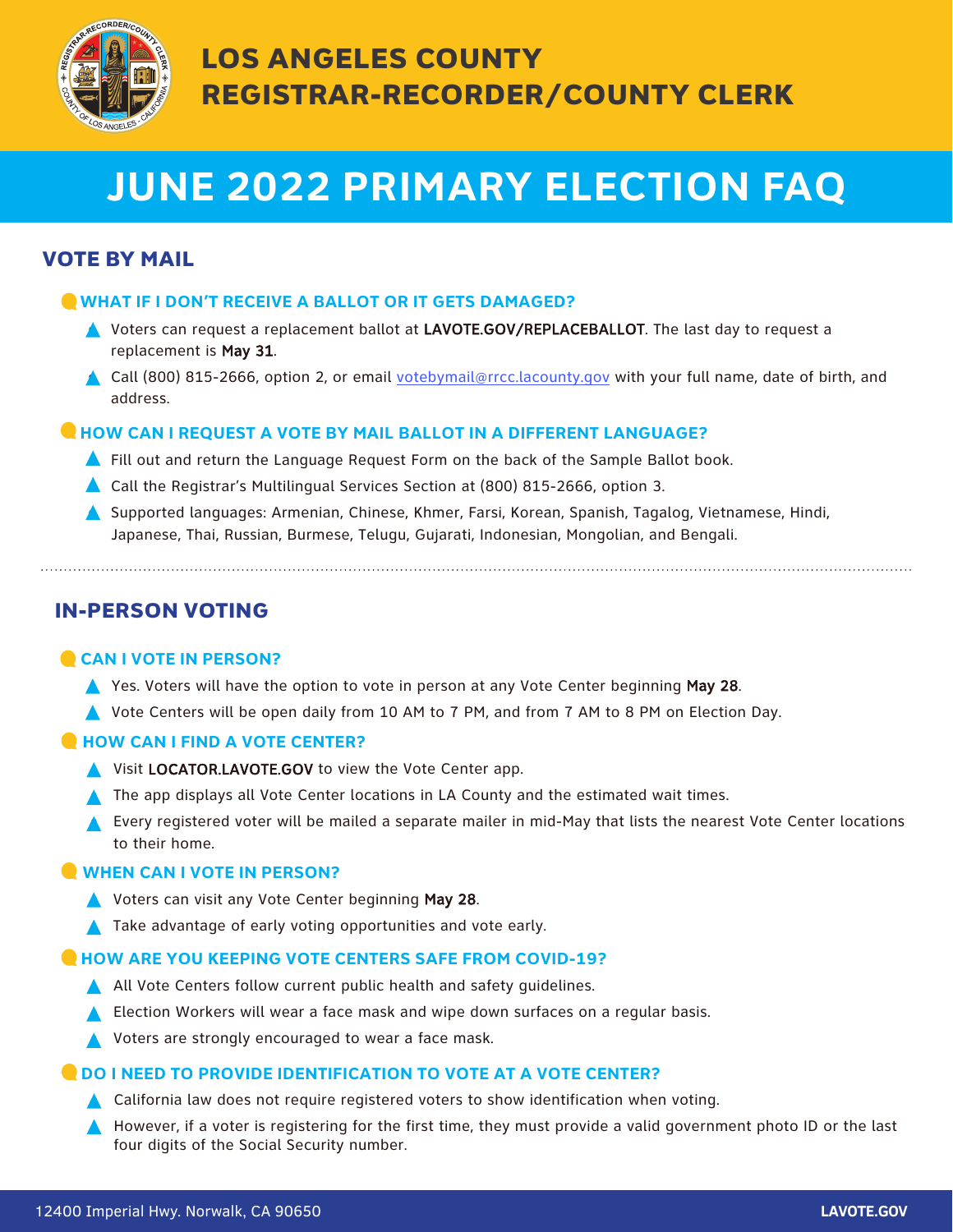# LOS ANGELES COUNTY REGISTRAR-RECORDER/COUNTY CLERK

# JUNE 2022 PRIMARY ELECTION FAQ

## VOTE BY MAIL

### WHAT IF I DON'T RECEIVE A BALLOT OR IT GETS DAMAGED?

- Voters can request a replacement ballot at **LAVOTE.GOV/REPLACEBALLOT**. The last day to request a replacement is **May 31**.
- Call (800) 815-2666, option 2, or email votebymail@rrcc.lacounty.gov with your full name, date of birth, and address.

### HOW CAN I REQUEST A VOTE BY MAIL BALLOT IN A DIFFERENT LANGUAGE?

- Fill out and return the Language Request Form on the back of the Sample Ballot book.
- Call the Registrar's Multilingual Services Section at (800) 815-2666, option 3.
- Supported languages: Armenian, Chinese, Khmer, Farsi, Korean, Spanish, Tagalog, Vietnamese, Hindi, Japanese, Thai, Russian, Burmese, Telugu, Gujarati, Indonesian, Mongolian, and Bengali.

## IN-PERSON VOTING

### CAN I VOTE IN PERSON?

- Yes. Voters will have the option to vote in person at any Vote Center beginning **May 28**.
- Vote Centers will be open daily from 10 AM to 7 PM, and from 7 AM to 8 PM on Election Day.

### HOW CAN I FIND A VOTE CENTER?

- Visit **LOCATOR.LAVOTE.GOV** to view the Vote Center app.
- The app displays all Vote Center locations in LA County and the estimated wait times.
- Every registered voter will be mailed a separate mailer in mid-May that lists the nearest Vote Center locations to their home.

### WHEN CAN I VOTE IN PERSON?

- Voters can visit any Vote Center beginning **May 28**.
- Take advantage of early voting opportunities and vote early.

### HOW ARE YOU KEEPING VOTE CENTERS SAFE FROM COVID-19?

- All Vote Centers follow current public health and safety guidelines.
- Election Workers will wear a face mask and wipe down surfaces on a regular basis.
- Voters are strongly encouraged to wear a face mask.

### DO I NEED TO PROVIDE IDENTIFICATION TO VOTE AT A VOTE CENTER?

- California law does not require registered voters to show identification when voting.
- However, if a voter is registering for the first time, they must provide a valid government photo ID or the last four digits of the Social Security number.

12400 Imperial Hwy. Norwalk, CA 90650 | **LAVOTE.GOV**